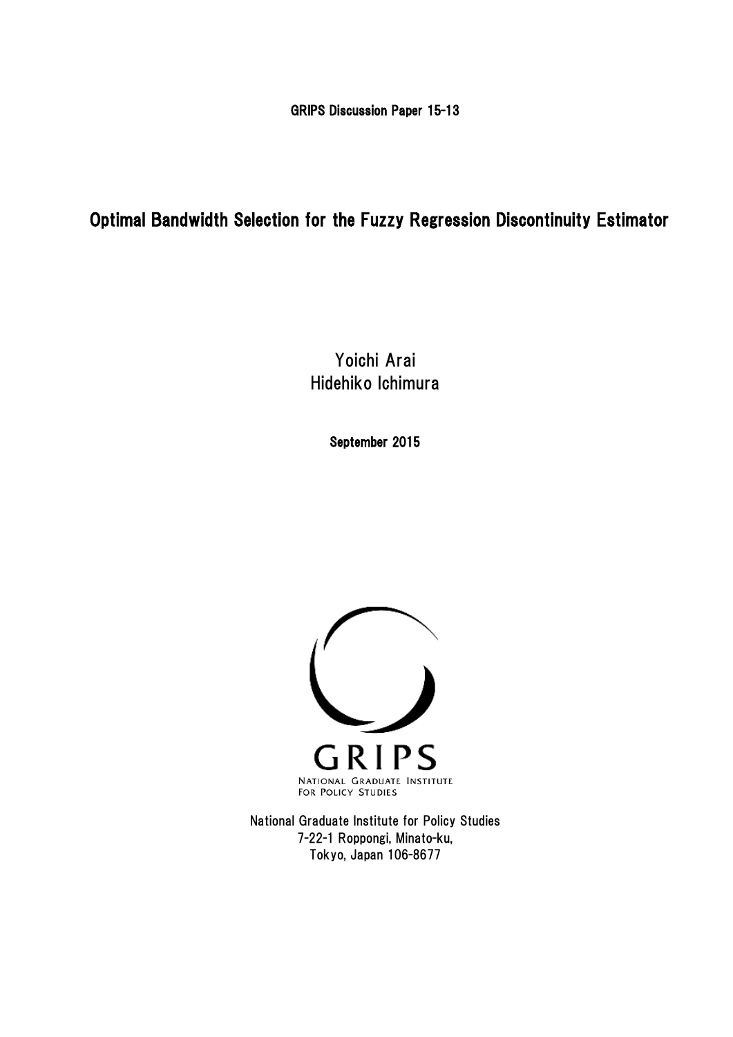GRIPS Discussion Paper 15-13

# Optimal Bandwidth Selection for the Fuzzy Regression Discontinuity Estimator

Yoichi Arai

Hidehiko Ichimura

September 2015

GRIPS

NATIONAL GRADUATE INSTITUTE FOR POLICY STUDIES

National Graduate Institute for Policy Studies
7-22-1 Roppongi, Minato-ku,
Tokyo, Japan 106-8677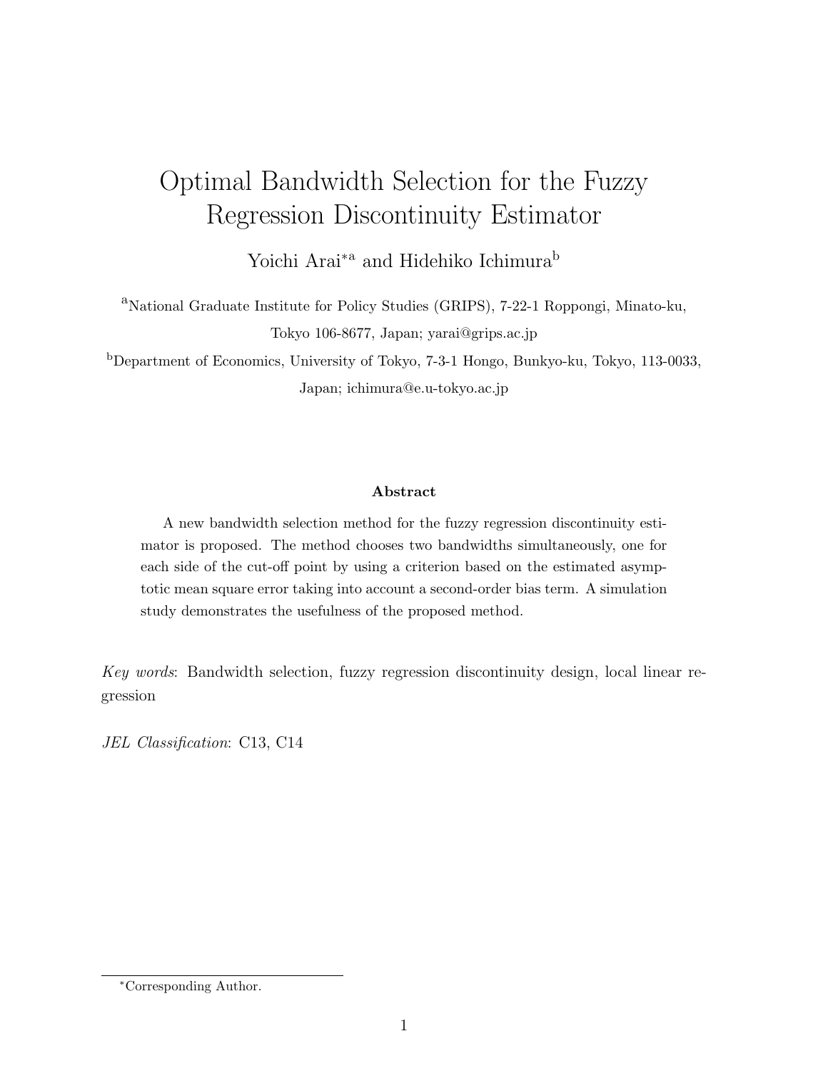# Optimal Bandwidth Selection for the Fuzzy Regression Discontinuity Estimator

Yoichi Arai[*a] and Hidehiko Ichimura[b]

[a]National Graduate Institute for Policy Studies (GRIPS), 7-22-1 Roppongi, Minato-ku, Tokyo 106-8677, Japan; yarai@grips.ac.jp

[b]Department of Economics, University of Tokyo, 7-3-1 Hongo, Bunkyo-ku, Tokyo, 113-0033, Japan; ichimura@e.u-tokyo.ac.jp

### Abstract

A new bandwidth selection method for the fuzzy regression discontinuity estimator is proposed. The method chooses two bandwidths simultaneously, one for each side of the cut-off point by using a criterion based on the estimated asymptotic mean square error taking into account a second-order bias term. A simulation study demonstrates the usefulness of the proposed method.

*Key words*: Bandwidth selection, fuzzy regression discontinuity design, local linear regression

*JEL Classification*: C13, C14

[*]Corresponding Author.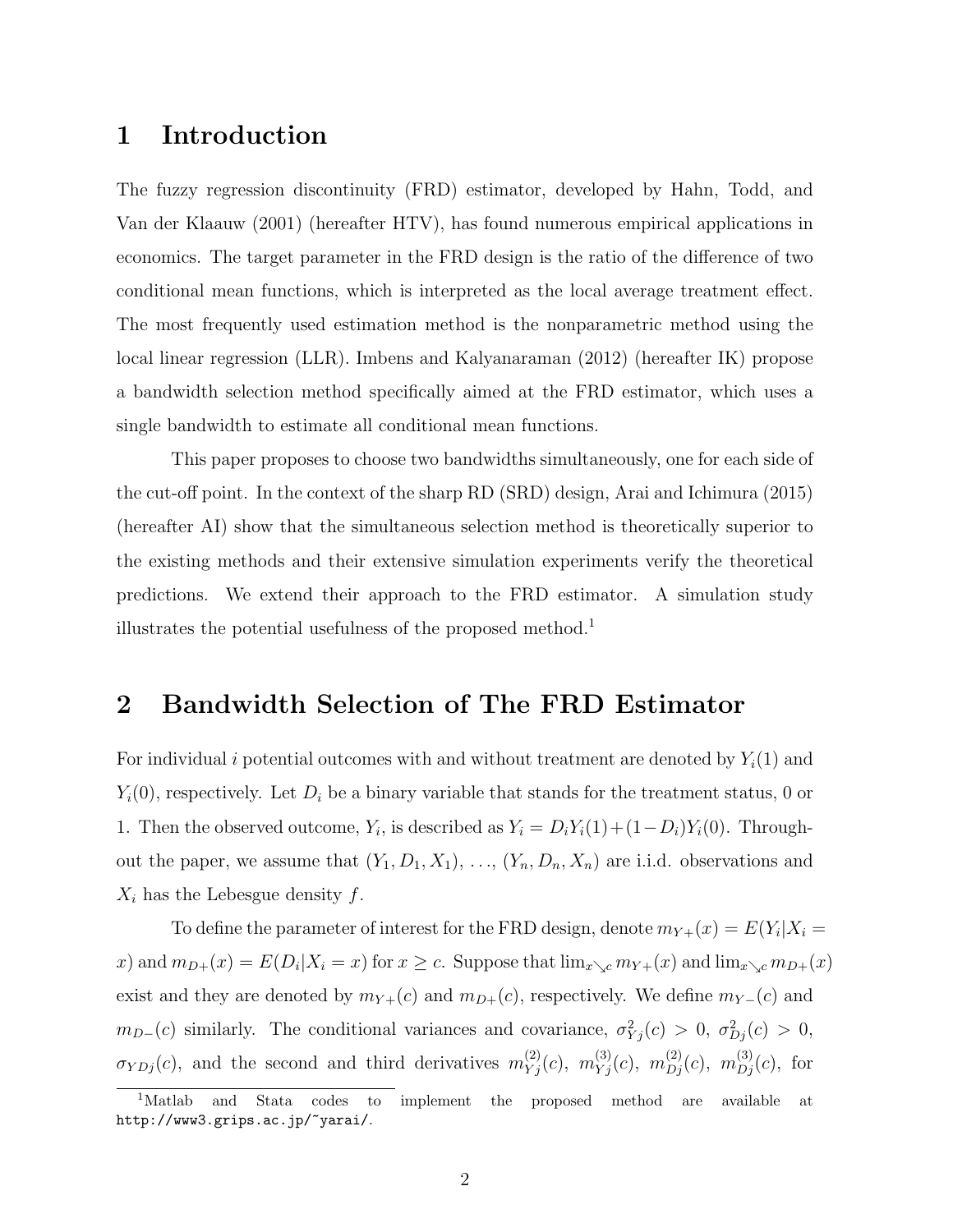# 1 Introduction

The fuzzy regression discontinuity (FRD) estimator, developed by Hahn, Todd, and Van der Klaauw (2001) (hereafter HTV), has found numerous empirical applications in economics. The target parameter in the FRD design is the ratio of the difference of two conditional mean functions, which is interpreted as the local average treatment effect. The most frequently used estimation method is the nonparametric method using the local linear regression (LLR). Imbens and Kalyanaraman (2012) (hereafter IK) propose a bandwidth selection method specifically aimed at the FRD estimator, which uses a single bandwidth to estimate all conditional mean functions.

This paper proposes to choose two bandwidths simultaneously, one for each side of the cut-off point. In the context of the sharp RD (SRD) design, Arai and Ichimura (2015) (hereafter AI) show that the simultaneous selection method is theoretically superior to the existing methods and their extensive simulation experiments verify the theoretical predictions. We extend their approach to the FRD estimator. A simulation study illustrates the potential usefulness of the proposed method.[1]

# 2 Bandwidth Selection of The FRD Estimator

For individual $i$ potential outcomes with and without treatment are denoted by $Y_i(1)$ and $Y_i(0)$, respectively. Let $D_i$ be a binary variable that stands for the treatment status, 0 or 1. Then the observed outcome, $Y_i$, is described as $Y_i = D_iY_i(1)+(1-D_i)Y_i(0)$. Throughout the paper, we assume that $(Y_1, D_1, X_1)$, ..., $(Y_n, D_n, X_n)$ are i.i.d. observations and $X_i$ has the Lebesgue density $f$.

To define the parameter of interest for the FRD design, denote $m_{Y+}(x) = E(Y_i|X_i = x)$ and $m_{D+}(x) = E(D_i|X_i = x)$ for $x \geq c$. Suppose that $\lim_{x \searrow c} m_{Y+}(x)$ and $\lim_{x \searrow c} m_{D+}(x)$ exist and they are denoted by $m_{Y+}(c)$ and $m_{D+}(c)$, respectively. We define $m_{Y-}(c)$ and $m_{D-}(c)$ similarly. The conditional variances and covariance, $\sigma^2_{Yj}(c) > 0$, $\sigma^2_{Dj}(c) > 0$, $\sigma_{YDj}(c)$, and the second and third derivatives $m^{(2)}_{Yj}(c)$, $m^{(3)}_{Yj}(c)$, $m^{(2)}_{Dj}(c)$, $m^{(3)}_{Dj}(c)$, for

[1] Matlab and Stata codes to implement the proposed method are available at `http://www3.grips.ac.jp/~yarai/`.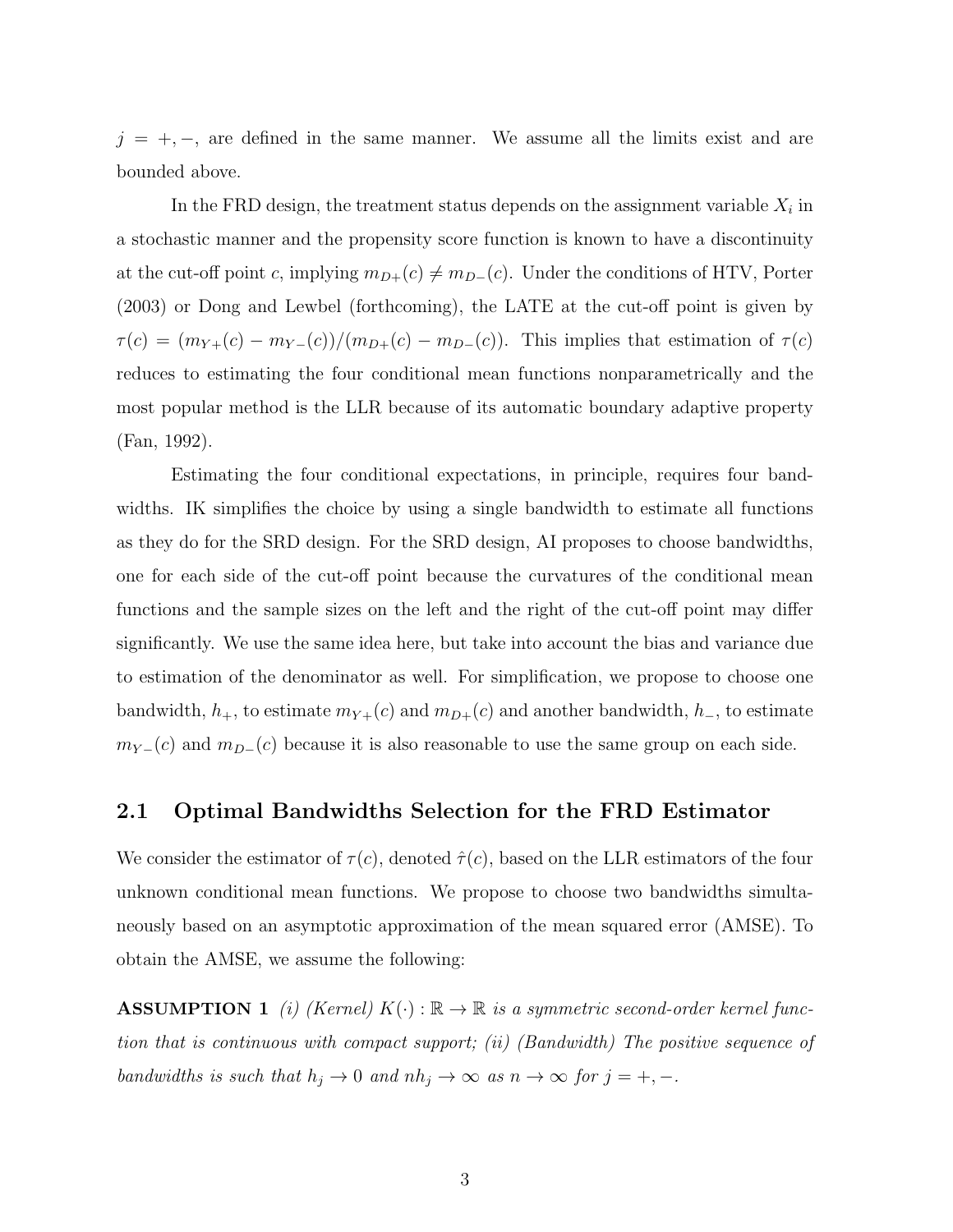$j = +, -$, are defined in the same manner. We assume all the limits exist and are bounded above.

In the FRD design, the treatment status depends on the assignment variable $X_i$ in a stochastic manner and the propensity score function is known to have a discontinuity at the cut-off point $c$, implying $m_{D+}(c) \neq m_{D-}(c)$. Under the conditions of HTV, Porter (2003) or Dong and Lewbel (forthcoming), the LATE at the cut-off point is given by $\tau(c) = (m_{Y+}(c) - m_{Y-}(c))/(m_{D+}(c) - m_{D-}(c))$. This implies that estimation of $\tau(c)$ reduces to estimating the four conditional mean functions nonparametrically and the most popular method is the LLR because of its automatic boundary adaptive property (Fan, 1992).

Estimating the four conditional expectations, in principle, requires four bandwidths. IK simplifies the choice by using a single bandwidth to estimate all functions as they do for the SRD design. For the SRD design, AI proposes to choose bandwidths, one for each side of the cut-off point because the curvatures of the conditional mean functions and the sample sizes on the left and the right of the cut-off point may differ significantly. We use the same idea here, but take into account the bias and variance due to estimation of the denominator as well. For simplification, we propose to choose one bandwidth, $h_+$, to estimate $m_{Y+}(c)$ and $m_{D+}(c)$ and another bandwidth, $h_-$, to estimate $m_{Y-}(c)$ and $m_{D-}(c)$ because it is also reasonable to use the same group on each side.

## 2.1 Optimal Bandwidths Selection for the FRD Estimator

We consider the estimator of $\tau(c)$, denoted $\hat{\tau}(c)$, based on the LLR estimators of the four unknown conditional mean functions. We propose to choose two bandwidths simultaneously based on an asymptotic approximation of the mean squared error (AMSE). To obtain the AMSE, we assume the following:

**ASSUMPTION 1** *(i) (Kernel) $K(\cdot) : \mathbb{R} \to \mathbb{R}$ is a symmetric second-order kernel function that is continuous with compact support; (ii) (Bandwidth) The positive sequence of bandwidths is such that $h_j \to 0$ and $nh_j \to \infty$ as $n \to \infty$ for $j = +, -$.*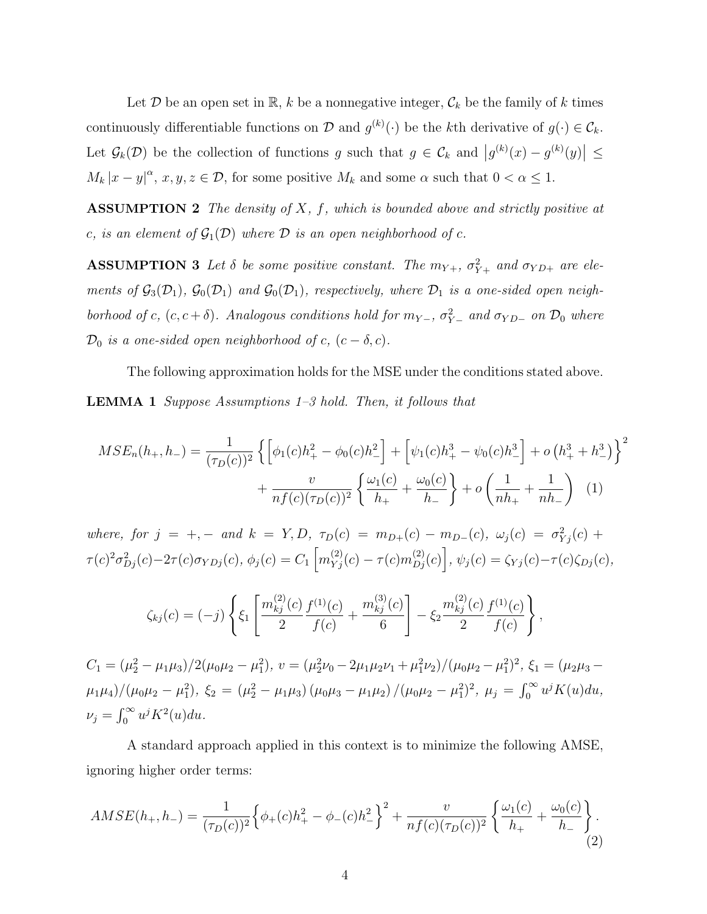Let $\mathcal{D}$ be an open set in $\mathbb{R}$, $k$ be a nonnegative integer, $\mathcal{C}_k$ be the family of $k$ times continuously differentiable functions on $\mathcal{D}$ and $g^{(k)}(\cdot)$ be the $k$th derivative of $g(\cdot) \in \mathcal{C}_k$. Let $\mathcal{G}_k(\mathcal{D})$ be the collection of functions $g$ such that $g \in \mathcal{C}_k$ and $\left|g^{(k)}(x) - g^{(k)}(y)\right| \leq M_k \left|x - y\right|^{\alpha}$, $x, y, z \in \mathcal{D}$, for some positive $M_k$ and some $\alpha$ such that $0 < \alpha \leq 1$.

**ASSUMPTION 2** *The density of $X$, $f$, which is bounded above and strictly positive at $c$, is an element of $\mathcal{G}_1(\mathcal{D})$ where $\mathcal{D}$ is an open neighborhood of $c$.*

**ASSUMPTION 3** *Let $\delta$ be some positive constant. The $m_{Y+}$, $\sigma^2_{Y+}$ and $\sigma_{YD+}$ are elements of $\mathcal{G}_3(\mathcal{D}_1)$, $\mathcal{G}_0(\mathcal{D}_1)$ and $\mathcal{G}_0(\mathcal{D}_1)$, respectively, where $\mathcal{D}_1$ is a one-sided open neighborhood of $c$, $(c, c+\delta)$. Analogous conditions hold for $m_{Y-}$, $\sigma^2_{Y-}$ and $\sigma_{YD-}$ on $\mathcal{D}_0$ where $\mathcal{D}_0$ is a one-sided open neighborhood of $c$, $(c-\delta, c)$.*

The following approximation holds for the MSE under the conditions stated above.

**LEMMA 1** *Suppose Assumptions 1–3 hold. Then, it follows that*

$$MSE_n(h_+, h_-) = \frac{1}{(\tau_D(c))^2}\left\{\left[\phi_1(c)h_+^2 - \phi_0(c)h_-^2\right] + \left[\psi_1(c)h_+^3 - \psi_0(c)h_-^3\right] + o\left(h_+^3 + h_-^3\right)\right\}^2 + \frac{v}{nf(c)(\tau_D(c))^2}\left\{\frac{\omega_1(c)}{h_+} + \frac{\omega_0(c)}{h_-}\right\} + o\left(\frac{1}{nh_+} + \frac{1}{nh_-}\right) \quad (1)$$

*where, for $j = +, -$ and $k = Y, D$, $\tau_D(c) = m_{D+}(c) - m_{D-}(c)$, $\omega_j(c) = \sigma^2_{Yj}(c) + \tau(c)^2\sigma^2_{Dj}(c) - 2\tau(c)\sigma_{YDj}(c)$, $\phi_j(c) = C_1\left[m^{(2)}_{Yj}(c) - \tau(c)m^{(2)}_{Dj}(c)\right]$, $\psi_j(c) = \zeta_{Yj}(c) - \tau(c)\zeta_{Dj}(c)$,*

$$\zeta_{kj}(c) = (-j)\left\{\xi_1\left[\frac{m^{(2)}_{kj}(c)}{2}\frac{f^{(1)}(c)}{f(c)} + \frac{m^{(3)}_{kj}(c)}{6}\right] - \xi_2\frac{m^{(2)}_{kj}(c)}{2}\frac{f^{(1)}(c)}{f(c)}\right\},$$

*$C_1 = (\mu_2^2 - \mu_1\mu_3)/2(\mu_0\mu_2 - \mu_1^2)$, $v = (\mu_2^2\nu_0 - 2\mu_1\mu_2\nu_1 + \mu_1^2\nu_2)/(\mu_0\mu_2 - \mu_1^2)^2$, $\xi_1 = (\mu_2\mu_3 - \mu_1\mu_4)/(\mu_0\mu_2 - \mu_1^2)$, $\xi_2 = (\mu_2^2 - \mu_1\mu_3)(\mu_0\mu_3 - \mu_1\mu_2)/(\mu_0\mu_2 - \mu_1^2)^2$, $\mu_j = \int_0^\infty u^j K(u)du$, $\nu_j = \int_0^\infty u^j K^2(u)du$.*

A standard approach applied in this context is to minimize the following AMSE, ignoring higher order terms:

$$AMSE(h_+, h_-) = \frac{1}{(\tau_D(c))^2}\left\{\phi_+(c)h_+^2 - \phi_-(c)h_-^2\right\}^2 + \frac{v}{nf(c)(\tau_D(c))^2}\left\{\frac{\omega_1(c)}{h_+} + \frac{\omega_0(c)}{h_-}\right\}. \quad (2)$$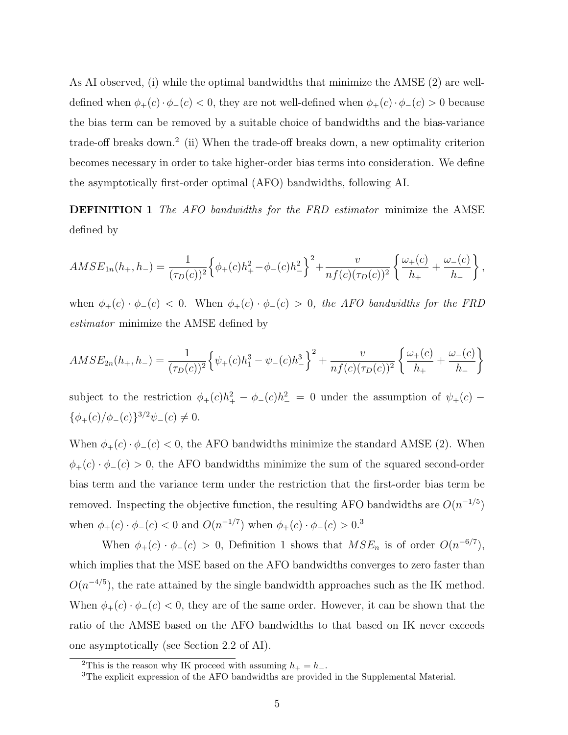As AI observed, (i) while the optimal bandwidths that minimize the AMSE (2) are well-defined when $\phi_+(c) \cdot \phi_-(c) < 0$, they are not well-defined when $\phi_+(c) \cdot \phi_-(c) > 0$ because the bias term can be removed by a suitable choice of bandwidths and the bias-variance trade-off breaks down.[2] (ii) When the trade-off breaks down, a new optimality criterion becomes necessary in order to take higher-order bias terms into consideration. We define the asymptotically first-order optimal (AFO) bandwidths, following AI.

**DEFINITION 1** *The AFO bandwidths for the FRD estimator* minimize the AMSE defined by

$$AMSE_{1n}(h_+, h_-) = \frac{1}{(\tau_D(c))^2}\Big\{\phi_+(c)h_+^2 - \phi_-(c)h_-^2\Big\}^2 + \frac{v}{nf(c)(\tau_D(c))^2}\left\{\frac{\omega_+(c)}{h_+} + \frac{\omega_-(c)}{h_-}\right\},$$

when $\phi_+(c) \cdot \phi_-(c) < 0$. When $\phi_+(c) \cdot \phi_-(c) > 0$, *the AFO bandwidths for the FRD estimator* minimize the AMSE defined by

$$AMSE_{2n}(h_+, h_-) = \frac{1}{(\tau_D(c))^2}\Big\{\psi_+(c)h_1^3 - \psi_-(c)h_-^3\Big\}^2 + \frac{v}{nf(c)(\tau_D(c))^2}\left\{\frac{\omega_+(c)}{h_+} + \frac{\omega_-(c)}{h_-}\right\}$$

subject to the restriction $\phi_+(c)h_+^2 - \phi_-(c)h_-^2 = 0$ under the assumption of $\psi_+(c) - \{\phi_+(c)/\phi_-(c)\}^{3/2}\psi_-(c) \neq 0$.

When $\phi_+(c) \cdot \phi_-(c) < 0$, the AFO bandwidths minimize the standard AMSE (2). When $\phi_+(c) \cdot \phi_-(c) > 0$, the AFO bandwidths minimize the sum of the squared second-order bias term and the variance term under the restriction that the first-order bias term be removed. Inspecting the objective function, the resulting AFO bandwidths are $O(n^{-1/5})$ when $\phi_+(c) \cdot \phi_-(c) < 0$ and $O(n^{-1/7})$ when $\phi_+(c) \cdot \phi_-(c) > 0$.[3]

When $\phi_+(c) \cdot \phi_-(c) > 0$, Definition 1 shows that $MSE_n$ is of order $O(n^{-6/7})$, which implies that the MSE based on the AFO bandwidths converges to zero faster than $O(n^{-4/5})$, the rate attained by the single bandwidth approaches such as the IK method. When $\phi_+(c) \cdot \phi_-(c) < 0$, they are of the same order. However, it can be shown that the ratio of the AMSE based on the AFO bandwidths to that based on IK never exceeds one asymptotically (see Section 2.2 of AI).

[2] This is the reason why IK proceed with assuming $h_+ = h_-$.

[3] The explicit expression of the AFO bandwidths are provided in the Supplemental Material.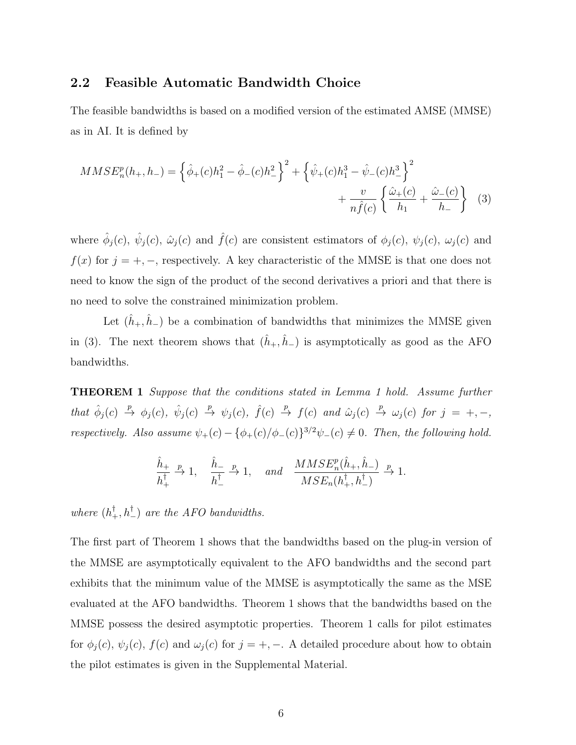## 2.2 Feasible Automatic Bandwidth Choice

The feasible bandwidths is based on a modified version of the estimated AMSE (MMSE) as in AI. It is defined by

$$MMSE_n^p(h_+, h_-) = \left\{ \hat{\phi}_+(c)h_1^2 - \hat{\phi}_-(c)h_-^2 \right\}^2 + \left\{ \hat{\psi}_+(c)h_1^3 - \hat{\psi}_-(c)h_-^3 \right\}^2 + \frac{v}{n\hat{f}(c)} \left\{ \frac{\hat{\omega}_+(c)}{h_1} + \frac{\hat{\omega}_-(c)}{h_-} \right\} \quad (3)$$

where $\hat{\phi}_j(c)$, $\hat{\psi}_j(c)$, $\hat{\omega}_j(c)$ and $\hat{f}(c)$ are consistent estimators of $\phi_j(c)$, $\psi_j(c)$, $\omega_j(c)$ and $f(x)$ for $j = +, -$, respectively. A key characteristic of the MMSE is that one does not need to know the sign of the product of the second derivatives a priori and that there is no need to solve the constrained minimization problem.

Let $(\hat{h}_+, \hat{h}_-)$ be a combination of bandwidths that minimizes the MMSE given in (3). The next theorem shows that $(\hat{h}_+, \hat{h}_-)$ is asymptotically as good as the AFO bandwidths.

**THEOREM 1** *Suppose that the conditions stated in Lemma 1 hold. Assume further that* $\hat{\phi}_j(c) \xrightarrow{p} \phi_j(c)$, $\hat{\psi}_j(c) \xrightarrow{p} \psi_j(c)$, $\hat{f}(c) \xrightarrow{p} f(c)$ *and* $\hat{\omega}_j(c) \xrightarrow{p} \omega_j(c)$ *for* $j = +, -$, *respectively. Also assume* $\psi_+(c) - \{\phi_+(c)/\phi_-(c)\}^{3/2}\psi_-(c) \neq 0$. *Then, the following hold.*

$$\frac{\hat{h}_+}{h_+^\dagger} \xrightarrow{p} 1, \quad \frac{\hat{h}_-}{h_-^\dagger} \xrightarrow{p} 1, \quad \text{and} \quad \frac{MMSE_n^p(\hat{h}_+, \hat{h}_-)}{MSE_n(h_+^\dagger, h_-^\dagger)} \xrightarrow{p} 1.$$

*where* $(h_+^\dagger, h_-^\dagger)$ *are the AFO bandwidths.*

The first part of Theorem 1 shows that the bandwidths based on the plug-in version of the MMSE are asymptotically equivalent to the AFO bandwidths and the second part exhibits that the minimum value of the MMSE is asymptotically the same as the MSE evaluated at the AFO bandwidths. Theorem 1 shows that the bandwidths based on the MMSE possess the desired asymptotic properties. Theorem 1 calls for pilot estimates for $\phi_j(c)$, $\psi_j(c)$, $f(c)$ and $\omega_j(c)$ for $j = +, -$. A detailed procedure about how to obtain the pilot estimates is given in the Supplemental Material.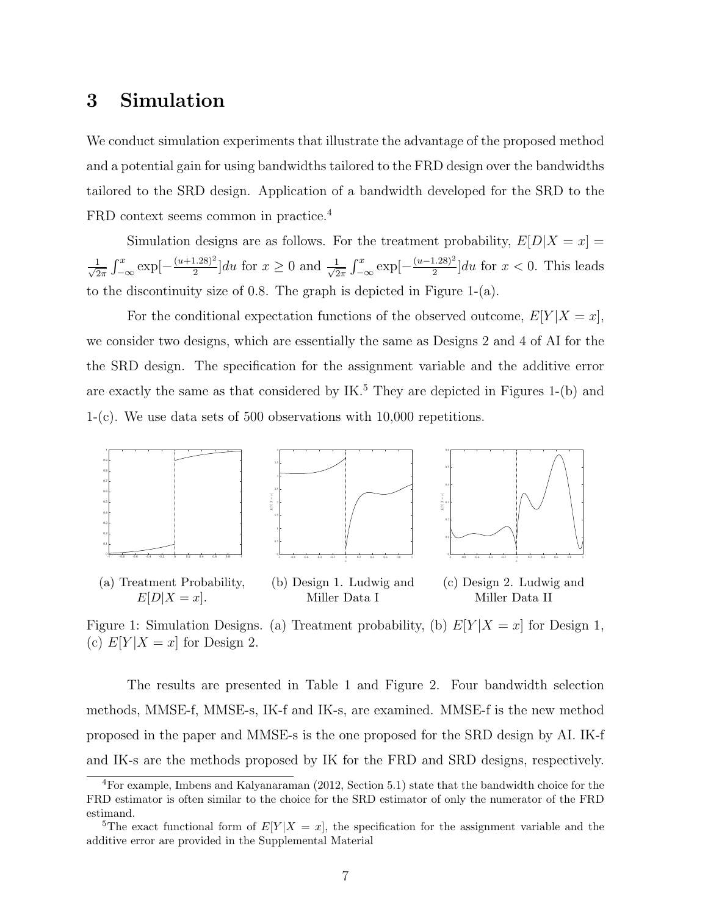## 3 Simulation

We conduct simulation experiments that illustrate the advantage of the proposed method and a potential gain for using bandwidths tailored to the FRD design over the bandwidths tailored to the SRD design. Application of a bandwidth developed for the SRD to the FRD context seems common in practice.[4]

Simulation designs are as follows. For the treatment probability, $E[D|X = x] = \frac{1}{\sqrt{2\pi}} \int_{-\infty}^{x} \exp[-\frac{(u+1.28)^2}{2}]du$ for $x \geq 0$ and $\frac{1}{\sqrt{2\pi}} \int_{-\infty}^{x} \exp[-\frac{(u-1.28)^2}{2}]du$ for $x < 0$. This leads to the discontinuity size of 0.8. The graph is depicted in Figure 1-(a).

For the conditional expectation functions of the observed outcome, $E[Y|X = x]$, we consider two designs, which are essentially the same as Designs 2 and 4 of AI for the the SRD design. The specification for the assignment variable and the additive error are exactly the same as that considered by IK.[5] They are depicted in Figures 1-(b) and 1-(c). We use data sets of 500 observations with 10,000 repetitions.

(a) Treatment Probability, $E[D|X = x]$.

(b) Design 1. Ludwig and Miller Data I

(c) Design 2. Ludwig and Miller Data II

Figure 1: Simulation Designs. (a) Treatment probability, (b) $E[Y|X = x]$ for Design 1, (c) $E[Y|X = x]$ for Design 2.

The results are presented in Table 1 and Figure 2. Four bandwidth selection methods, MMSE-f, MMSE-s, IK-f and IK-s, are examined. MMSE-f is the new method proposed in the paper and MMSE-s is the one proposed for the SRD design by AI. IK-f and IK-s are the methods proposed by IK for the FRD and SRD designs, respectively.

[4] For example, Imbens and Kalyanaraman (2012, Section 5.1) state that the bandwidth choice for the FRD estimator is often similar to the choice for the SRD estimator of only the numerator of the FRD estimand.

[5] The exact functional form of $E[Y|X = x]$, the specification for the assignment variable and the additive error are provided in the Supplemental Material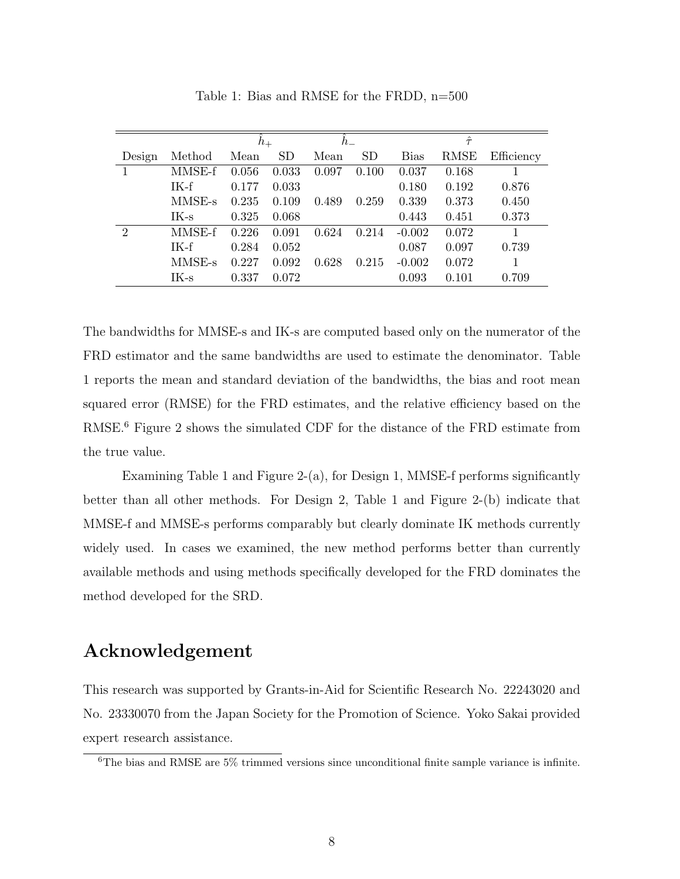Table 1: Bias and RMSE for the FRDD, n=500

| | | $\hat{h}_+$ | | $\hat{h}_-$ | | | $\hat{\tau}$ | |
|---|---|---|---|---|---|---|---|---|
| Design | Method | Mean | SD | Mean | SD | Bias | RMSE | Efficiency |
| 1 | MMSE-f | 0.056 | 0.033 | 0.097 | 0.100 | 0.037 | 0.168 | 1 |
| | IK-f | 0.177 | 0.033 | | | 0.180 | 0.192 | 0.876 |
| | MMSE-s | 0.235 | 0.109 | 0.489 | 0.259 | 0.339 | 0.373 | 0.450 |
| | IK-s | 0.325 | 0.068 | | | 0.443 | 0.451 | 0.373 |
| 2 | MMSE-f | 0.226 | 0.091 | 0.624 | 0.214 | -0.002 | 0.072 | 1 |
| | IK-f | 0.284 | 0.052 | | | 0.087 | 0.097 | 0.739 |
| | MMSE-s | 0.227 | 0.092 | 0.628 | 0.215 | -0.002 | 0.072 | 1 |
| | IK-s | 0.337 | 0.072 | | | 0.093 | 0.101 | 0.709 |

The bandwidths for MMSE-s and IK-s are computed based only on the numerator of the FRD estimator and the same bandwidths are used to estimate the denominator. Table 1 reports the mean and standard deviation of the bandwidths, the bias and root mean squared error (RMSE) for the FRD estimates, and the relative efficiency based on the RMSE.[6] Figure 2 shows the simulated CDF for the distance of the FRD estimate from the true value.

Examining Table 1 and Figure 2-(a), for Design 1, MMSE-f performs significantly better than all other methods. For Design 2, Table 1 and Figure 2-(b) indicate that MMSE-f and MMSE-s performs comparably but clearly dominate IK methods currently widely used. In cases we examined, the new method performs better than currently available methods and using methods specifically developed for the FRD dominates the method developed for the SRD.

# Acknowledgement

This research was supported by Grants-in-Aid for Scientific Research No. 22243020 and No. 23330070 from the Japan Society for the Promotion of Science. Yoko Sakai provided expert research assistance.

[6] The bias and RMSE are 5% trimmed versions since unconditional finite sample variance is infinite.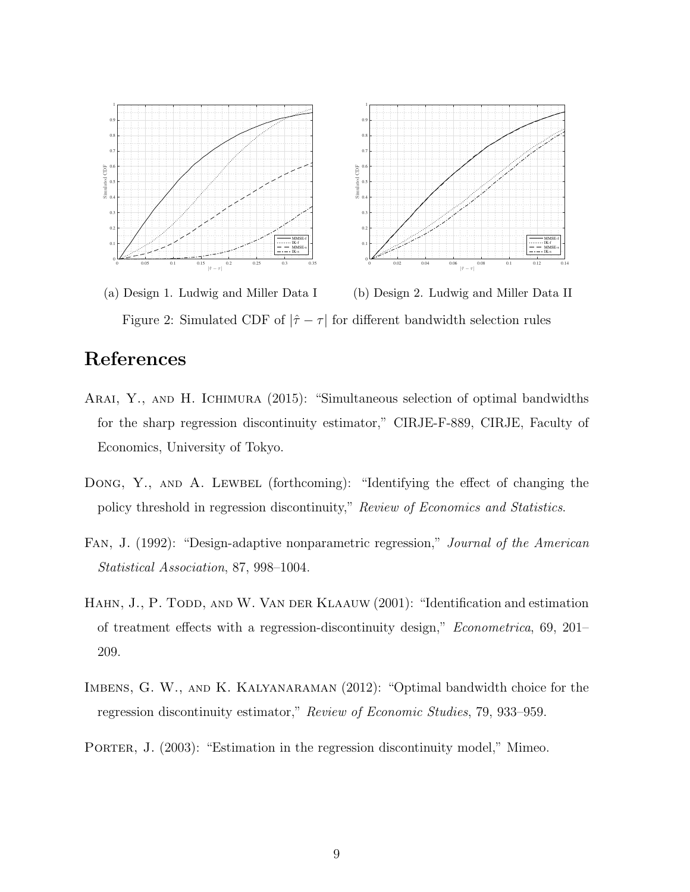(a) Design 1. Ludwig and Miller Data I

(b) Design 2. Ludwig and Miller Data II

Figure 2: Simulated CDF of $|\hat{\tau} - \tau|$ for different bandwidth selection rules

# References

Arai, Y., and H. Ichimura (2015): "Simultaneous selection of optimal bandwidths for the sharp regression discontinuity estimator," CIRJE-F-889, CIRJE, Faculty of Economics, University of Tokyo.

Dong, Y., and A. Lewbel (forthcoming): "Identifying the effect of changing the policy threshold in regression discontinuity," *Review of Economics and Statistics*.

Fan, J. (1992): "Design-adaptive nonparametric regression," *Journal of the American Statistical Association*, 87, 998–1004.

Hahn, J., P. Todd, and W. Van der Klaauw (2001): "Identification and estimation of treatment effects with a regression-discontinuity design," *Econometrica*, 69, 201–209.

Imbens, G. W., and K. Kalyanaraman (2012): "Optimal bandwidth choice for the regression discontinuity estimator," *Review of Economic Studies*, 79, 933–959.

Porter, J. (2003): "Estimation in the regression discontinuity model," Mimeo.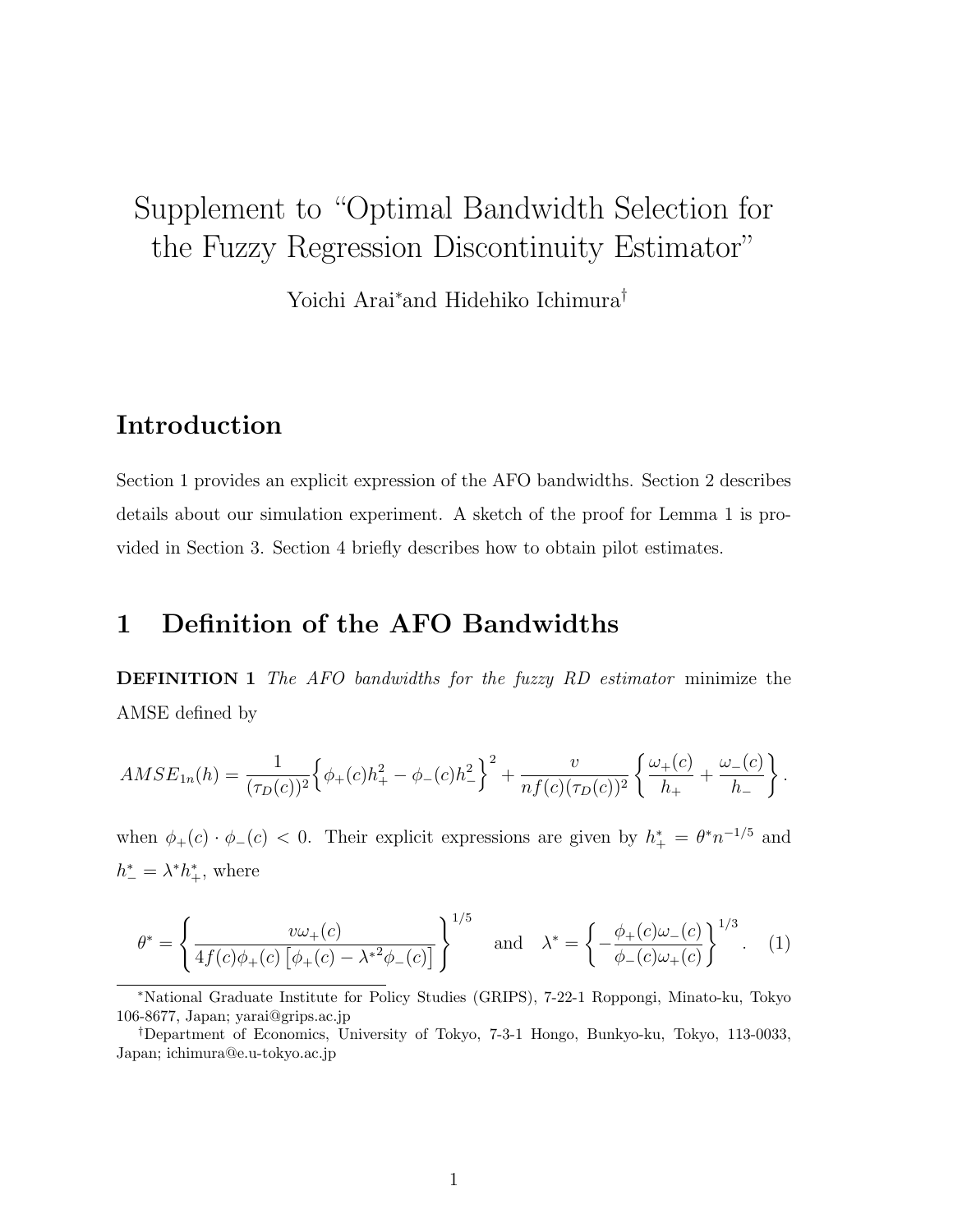// Supplement to "Optimal Bandwidth Selection for the Fuzzy Regression Discontinuity Estimator"

Yoichi Arai[*] and Hidehiko Ichimura[†]

## Introduction

Section 1 provides an explicit expression of the AFO bandwidths. Section 2 describes details about our simulation experiment. A sketch of the proof for Lemma 1 is provided in Section 3. Section 4 briefly describes how to obtain pilot estimates.

## 1 Definition of the AFO Bandwidths

**DEFINITION 1** *The AFO bandwidths for the fuzzy RD estimator* minimize the AMSE defined by

$$AMSE_{1n}(h) = \frac{1}{(\tau_D(c))^2}\Big\{\phi_+(c)h_+^2 - \phi_-(c)h_-^2\Big\}^2 + \frac{v}{nf(c)(\tau_D(c))^2}\left\{\frac{\omega_+(c)}{h_+} + \frac{\omega_-(c)}{h_-}\right\}.$$

when $\phi_+(c) \cdot \phi_-(c) < 0$. Their explicit expressions are given by $h_+^* = \theta^* n^{-1/5}$ and $h_-^* = \lambda^* h_+^*$, where

$$\theta^* = \left\{\frac{v\omega_+(c)}{4f(c)\phi_+(c)\left[\phi_+(c) - \lambda^{*2}\phi_-(c)\right]}\right\}^{1/5} \quad \text{and} \quad \lambda^* = \left\{-\frac{\phi_+(c)\omega_-(c)}{\phi_-(c)\omega_+(c)}\right\}^{1/3}. \quad (1)$$

[*] National Graduate Institute for Policy Studies (GRIPS), 7-22-1 Roppongi, Minato-ku, Tokyo 106-8677, Japan; yarai@grips.ac.jp

[†] Department of Economics, University of Tokyo, 7-3-1 Hongo, Bunkyo-ku, Tokyo, 113-0033, Japan; ichimura@e.u-tokyo.ac.jp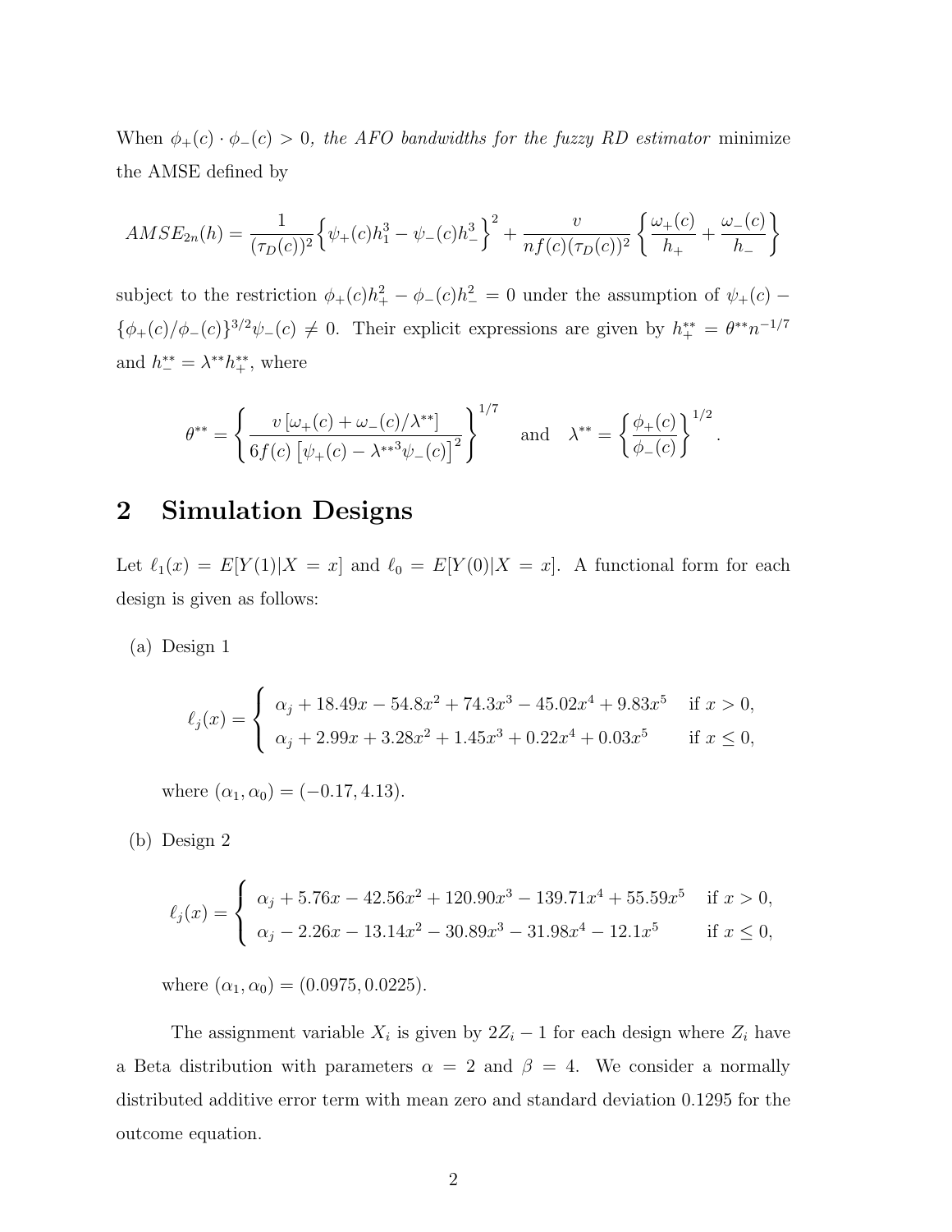When $\phi_+(c) \cdot \phi_-(c) > 0$, *the AFO bandwidths for the fuzzy RD estimator* minimize the AMSE defined by

$$AMSE_{2n}(h) = \frac{1}{(\tau_D(c))^2}\Big\{\psi_+(c)h_1^3 - \psi_-(c)h_-^3\Big\}^2 + \frac{v}{nf(c)(\tau_D(c))^2}\left\{\frac{\omega_+(c)}{h_+} + \frac{\omega_-(c)}{h_-}\right\}$$

subject to the restriction $\phi_+(c)h_+^2 - \phi_-(c)h_-^2 = 0$ under the assumption of $\psi_+(c) - \{\phi_+(c)/\phi_-(c)\}^{3/2}\psi_-(c) \neq 0$. Their explicit expressions are given by $h_+^{**} = \theta^{**}n^{-1/7}$ and $h_-^{**} = \lambda^{**}h_+^{**}$, where

$$\theta^{**} = \left\{\frac{v\left[\omega_+(c) + \omega_-(c)/\lambda^{**}\right]}{6f(c)\left[\psi_+(c) - \lambda^{**3}\psi_-(c)\right]^2}\right\}^{1/7} \quad \text{and} \quad \lambda^{**} = \left\{\frac{\phi_+(c)}{\phi_-(c)}\right\}^{1/2}.$$

## 2 Simulation Designs

Let $\ell_1(x) = E[Y(1)|X = x]$ and $\ell_0 = E[Y(0)|X = x]$. A functional form for each design is given as follows:

(a) Design 1

$$\ell_j(x) = \begin{cases} \alpha_j + 18.49x - 54.8x^2 + 74.3x^3 - 45.02x^4 + 9.83x^5 & \text{if } x > 0, \\ \alpha_j + 2.99x + 3.28x^2 + 1.45x^3 + 0.22x^4 + 0.03x^5 & \text{if } x \leq 0, \end{cases}$$

where $(\alpha_1, \alpha_0) = (-0.17, 4.13)$.

(b) Design 2

$$\ell_j(x) = \begin{cases} \alpha_j + 5.76x - 42.56x^2 + 120.90x^3 - 139.71x^4 + 55.59x^5 & \text{if } x > 0, \\ \alpha_j - 2.26x - 13.14x^2 - 30.89x^3 - 31.98x^4 - 12.1x^5 & \text{if } x \leq 0, \end{cases}$$

where $(\alpha_1, \alpha_0) = (0.0975, 0.0225)$.

The assignment variable $X_i$ is given by $2Z_i - 1$ for each design where $Z_i$ have a Beta distribution with parameters $\alpha = 2$ and $\beta = 4$. We consider a normally distributed additive error term with mean zero and standard deviation 0.1295 for the outcome equation.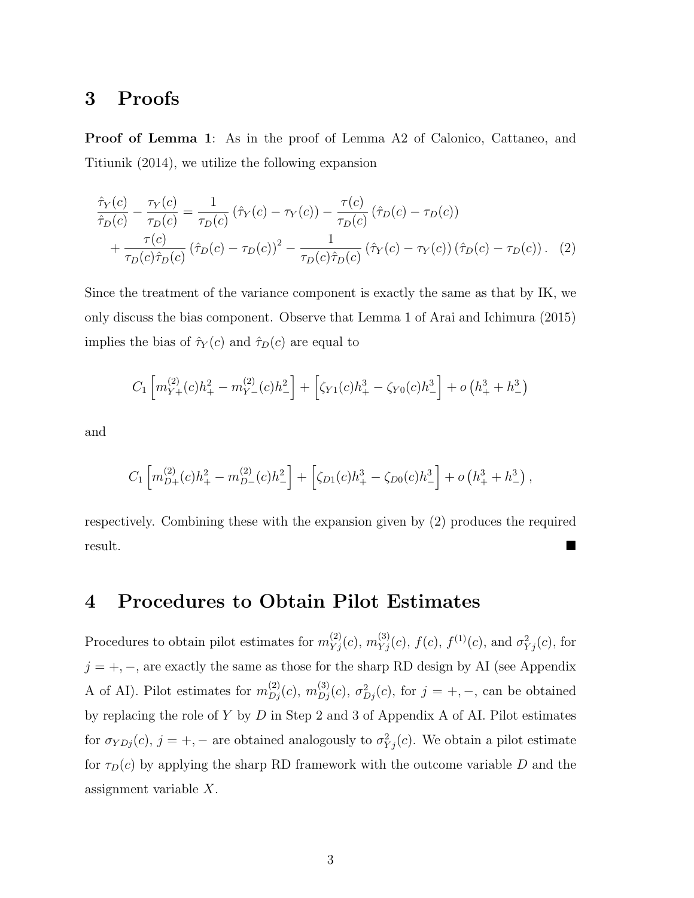## 3 Proofs

**Proof of Lemma 1**: As in the proof of Lemma A2 of Calonico, Cattaneo, and Titiunik (2014), we utilize the following expansion

$$
\begin{aligned}
\frac{\hat{\tau}_Y(c)}{\hat{\tau}_D(c)} - \frac{\tau_Y(c)}{\tau_D(c)} &= \frac{1}{\tau_D(c)}\left(\hat{\tau}_Y(c) - \tau_Y(c)\right) - \frac{\tau(c)}{\tau_D(c)}\left(\hat{\tau}_D(c) - \tau_D(c)\right) \\
&\quad + \frac{\tau(c)}{\tau_D(c)\hat{\tau}_D(c)}\left(\hat{\tau}_D(c) - \tau_D(c)\right)^2 - \frac{1}{\tau_D(c)\hat{\tau}_D(c)}\left(\hat{\tau}_Y(c) - \tau_Y(c)\right)\left(\hat{\tau}_D(c) - \tau_D(c)\right). \quad (2)
\end{aligned}
$$

Since the treatment of the variance component is exactly the same as that by IK, we only discuss the bias component. Observe that Lemma 1 of Arai and Ichimura (2015) implies the bias of $\hat{\tau}_Y(c)$ and $\hat{\tau}_D(c)$ are equal to

$$
C_1\left[m_{Y+}^{(2)}(c)h_+^2 - m_{Y-}^{(2)}(c)h_-^2\right] + \left[\zeta_{Y1}(c)h_+^3 - \zeta_{Y0}(c)h_-^3\right] + o\left(h_+^3 + h_-^3\right)
$$

and

$$
C_1\left[m_{D+}^{(2)}(c)h_+^2 - m_{D-}^{(2)}(c)h_-^2\right] + \left[\zeta_{D1}(c)h_+^3 - \zeta_{D0}(c)h_-^3\right] + o\left(h_+^3 + h_-^3\right),
$$

respectively. Combining these with the expansion given by (2) produces the required result. ■

## 4 Procedures to Obtain Pilot Estimates

Procedures to obtain pilot estimates for $m_{Yj}^{(2)}(c)$, $m_{Yj}^{(3)}(c)$, $f(c)$, $f^{(1)}(c)$, and $\sigma_{Yj}^2(c)$, for $j = +, -$, are exactly the same as those for the sharp RD design by AI (see Appendix A of AI). Pilot estimates for $m_{Dj}^{(2)}(c)$, $m_{Dj}^{(3)}(c)$, $\sigma_{Dj}^2(c)$, for $j = +, -$, can be obtained by replacing the role of $Y$ by $D$ in Step 2 and 3 of Appendix A of AI. Pilot estimates for $\sigma_{YDj}(c)$, $j = +, -$ are obtained analogously to $\sigma_{Yj}^2(c)$. We obtain a pilot estimate for $\tau_D(c)$ by applying the sharp RD framework with the outcome variable $D$ and the assignment variable $X$.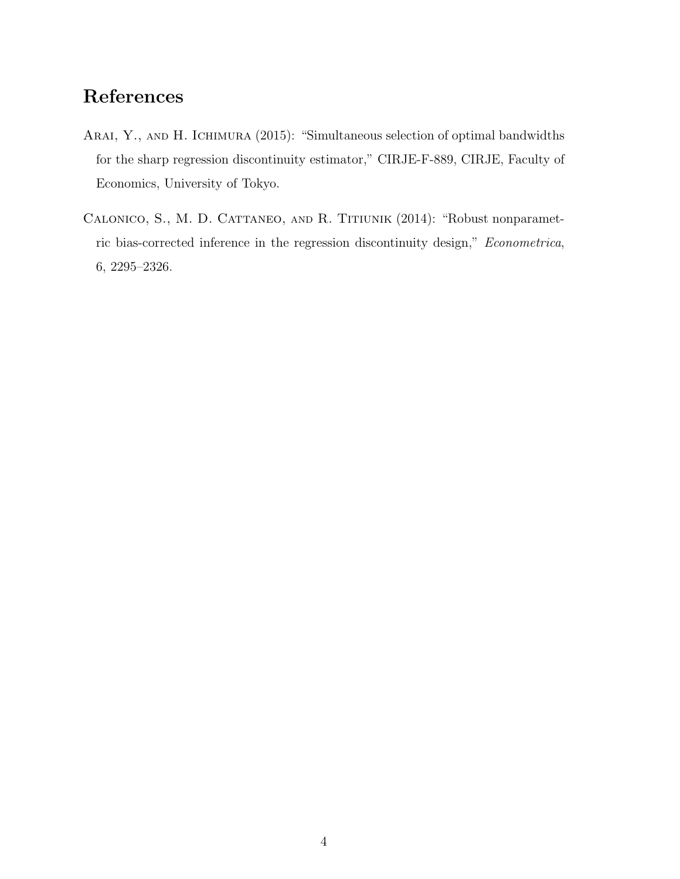# References

Arai, Y., and H. Ichimura (2015): "Simultaneous selection of optimal bandwidths for the sharp regression discontinuity estimator," CIRJE-F-889, CIRJE, Faculty of Economics, University of Tokyo.

Calonico, S., M. D. Cattaneo, and R. Titiunik (2014): "Robust nonparametric bias-corrected inference in the regression discontinuity design," *Econometrica*, 6, 2295–2326.